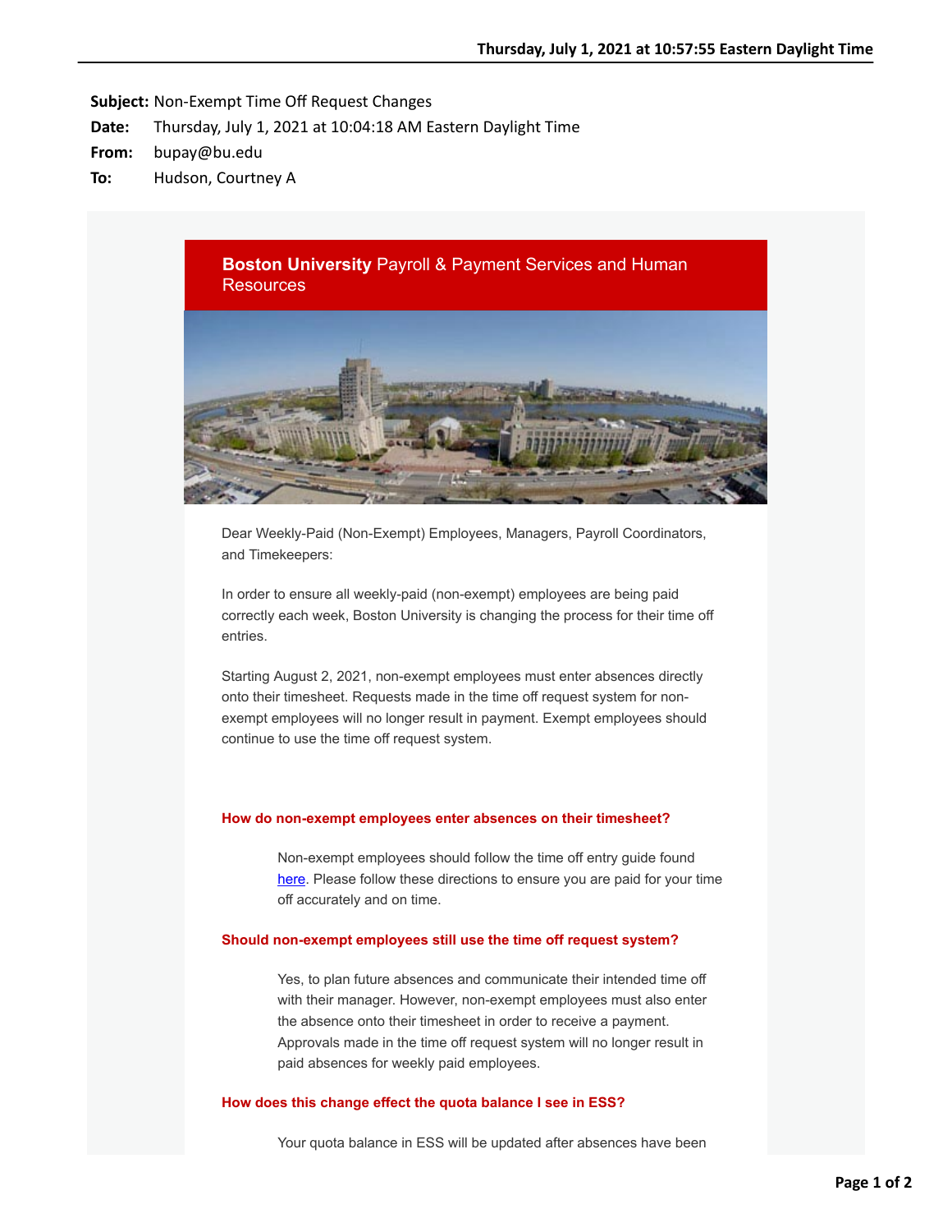**Subject:** Non-Exempt Time Off Request Changes
**Date:** Thursday, July 1, 2021 at 10:04:18 AM Eastern Daylight Time
**From:** bupay@bu.edu
**To:** Hudson, Courtney A

## **Boston University** Payroll & Payment Services and Human Resources

Dear Weekly-Paid (Non-Exempt) Employees, Managers, Payroll Coordinators, and Timekeepers:

In order to ensure all weekly-paid (non-exempt) employees are being paid correctly each week, Boston University is changing the process for their time off entries.

Starting August 2, 2021, non-exempt employees must enter absences directly onto their timesheet. Requests made in the time off request system for non-exempt employees will no longer result in payment. Exempt employees should continue to use the time off request system.

### How do non-exempt employees enter absences on their timesheet?

Non-exempt employees should follow the time off entry guide found here. Please follow these directions to ensure you are paid for your time off accurately and on time.

### Should non-exempt employees still use the time off request system?

Yes, to plan future absences and communicate their intended time off with their manager. However, non-exempt employees must also enter the absence onto their timesheet in order to receive a payment. Approvals made in the time off request system will no longer result in paid absences for weekly paid employees.

### How does this change effect the quota balance I see in ESS?

Your quota balance in ESS will be updated after absences have been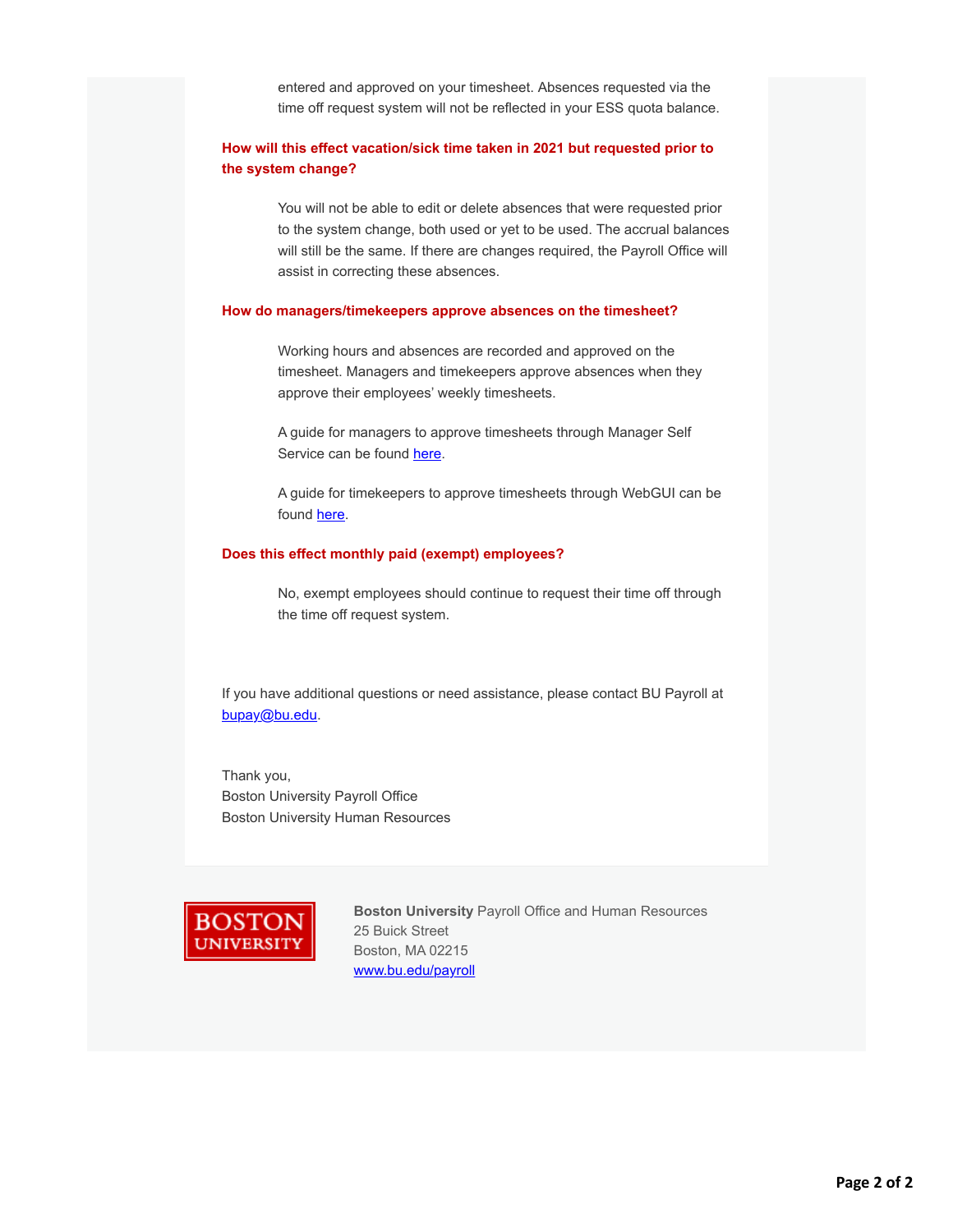entered and approved on your timesheet. Absences requested via the time off request system will not be reflected in your ESS quota balance.

**How will this effect vacation/sick time taken in 2021 but requested prior to the system change?**

You will not be able to edit or delete absences that were requested prior to the system change, both used or yet to be used. The accrual balances will still be the same. If there are changes required, the Payroll Office will assist in correcting these absences.

**How do managers/timekeepers approve absences on the timesheet?**

Working hours and absences are recorded and approved on the timesheet. Managers and timekeepers approve absences when they approve their employees' weekly timesheets.

A guide for managers to approve timesheets through Manager Self Service can be found here.

A guide for timekeepers to approve timesheets through WebGUI can be found here.

**Does this effect monthly paid (exempt) employees?**

No, exempt employees should continue to request their time off through the time off request system.

If you have additional questions or need assistance, please contact BU Payroll at bupay@bu.edu.

Thank you,
Boston University Payroll Office
Boston University Human Resources

BOSTON UNIVERSITY

**Boston University** Payroll Office and Human Resources
25 Buick Street
Boston, MA 02215
www.bu.edu/payroll